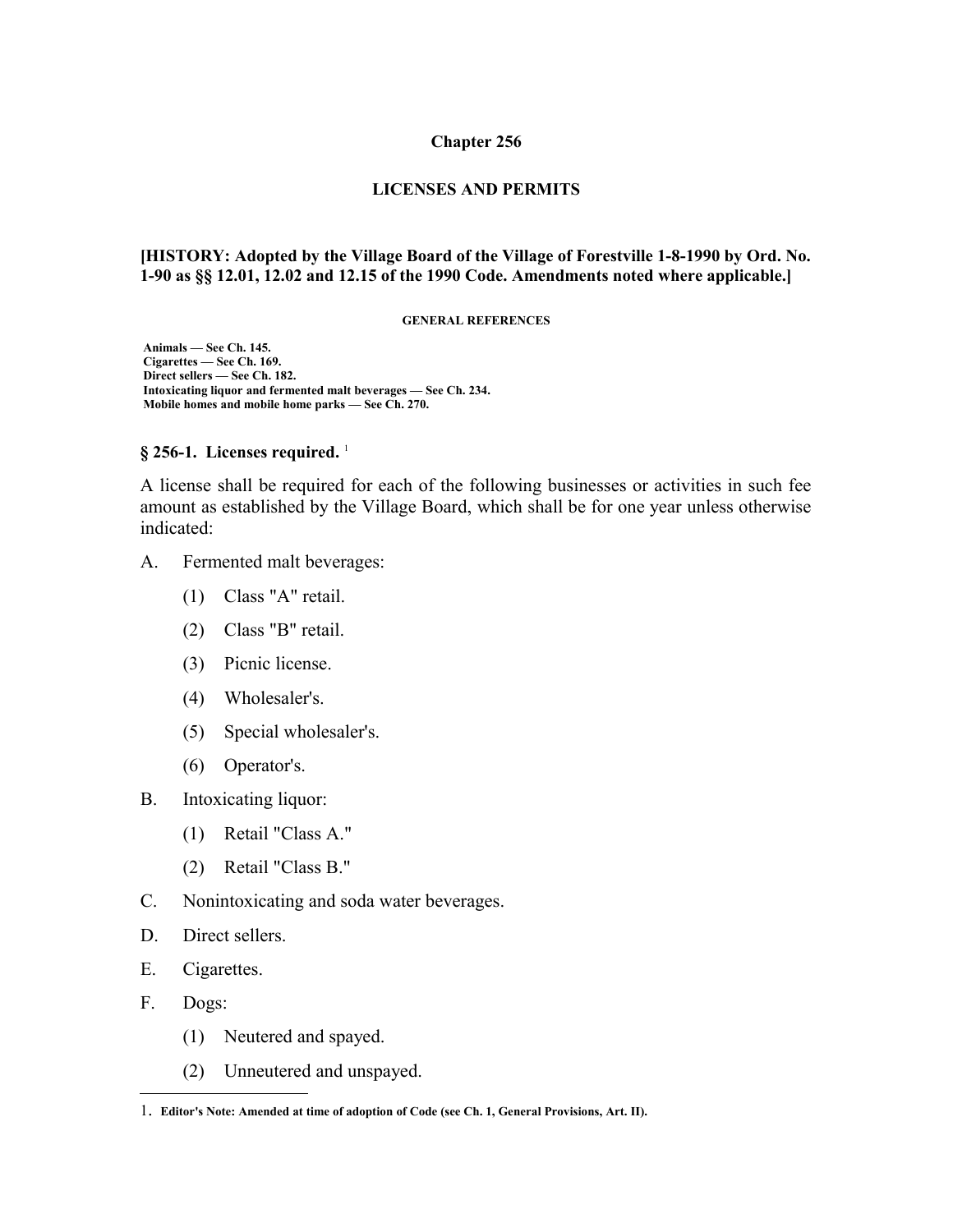# Chapter 256

## LICENSES AND PERMITS

**[HISTORY: Adopted by the Village Board of the Village of Forestville 1-8-1990 by Ord. No. 1-90 as §§ 12.01, 12.02 and 12.15 of the 1990 Code. Amendments noted where applicable.]**

**GENERAL REFERENCES**

**Animals — See Ch. 145.**
**Cigarettes — See Ch. 169.**
**Direct sellers — See Ch. 182.**
**Intoxicating liquor and fermented malt beverages — See Ch. 234.**
**Mobile homes and mobile home parks — See Ch. 270.**

### § 256-1. Licenses required. [1]

A license shall be required for each of the following businesses or activities in such fee amount as established by the Village Board, which shall be for one year unless otherwise indicated:

A. Fermented malt beverages:

(1) Class "A" retail.

(2) Class "B" retail.

(3) Picnic license.

(4) Wholesaler's.

(5) Special wholesaler's.

(6) Operator's.

B. Intoxicating liquor:

(1) Retail "Class A."

(2) Retail "Class B."

C. Nonintoxicating and soda water beverages.

D. Direct sellers.

E. Cigarettes.

F. Dogs:

(1) Neutered and spayed.

(2) Unneutered and unspayed.

---

1. **Editor's Note: Amended at time of adoption of Code (see Ch. 1, General Provisions, Art. II).**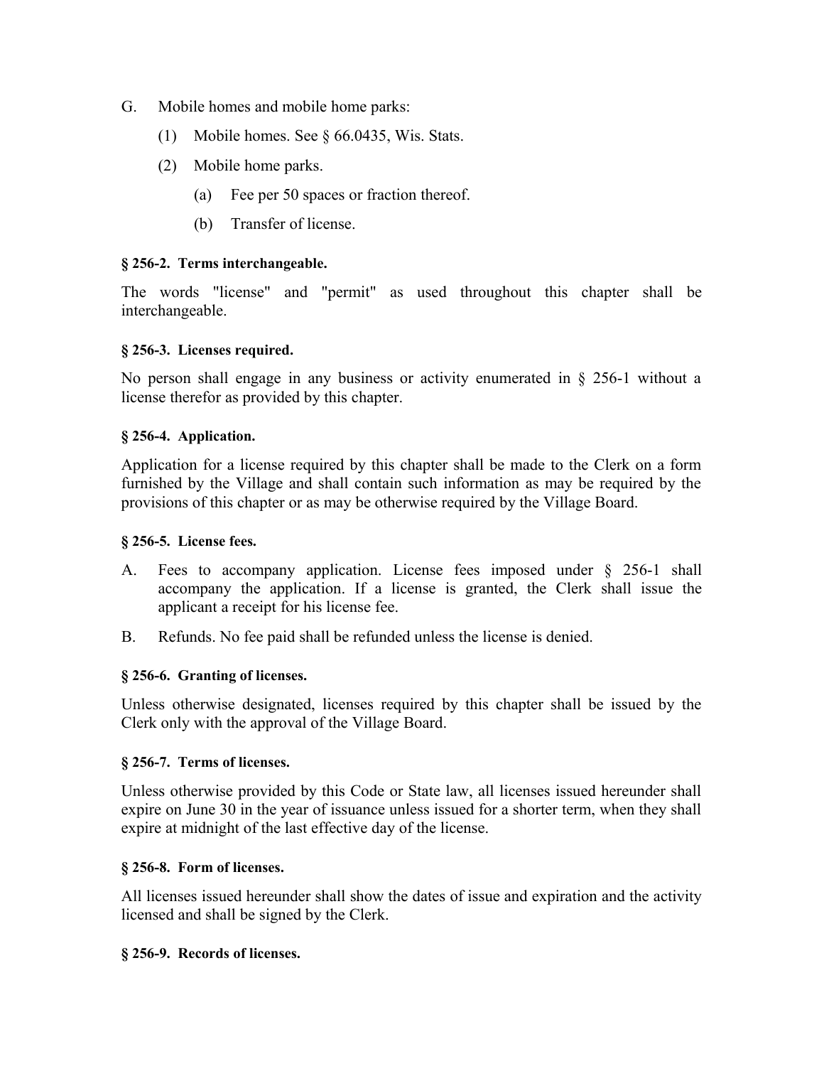G. Mobile homes and mobile home parks:

   (1) Mobile homes. See § 66.0435, Wis. Stats.

   (2) Mobile home parks.

      (a) Fee per 50 spaces or fraction thereof.

      (b) Transfer of license.

**§ 256-2. Terms interchangeable.**

The words "license" and "permit" as used throughout this chapter shall be interchangeable.

**§ 256-3. Licenses required.**

No person shall engage in any business or activity enumerated in § 256-1 without a license therefor as provided by this chapter.

**§ 256-4. Application.**

Application for a license required by this chapter shall be made to the Clerk on a form furnished by the Village and shall contain such information as may be required by the provisions of this chapter or as may be otherwise required by the Village Board.

**§ 256-5. License fees.**

A. Fees to accompany application. License fees imposed under § 256-1 shall accompany the application. If a license is granted, the Clerk shall issue the applicant a receipt for his license fee.

B. Refunds. No fee paid shall be refunded unless the license is denied.

**§ 256-6. Granting of licenses.**

Unless otherwise designated, licenses required by this chapter shall be issued by the Clerk only with the approval of the Village Board.

**§ 256-7. Terms of licenses.**

Unless otherwise provided by this Code or State law, all licenses issued hereunder shall expire on June 30 in the year of issuance unless issued for a shorter term, when they shall expire at midnight of the last effective day of the license.

**§ 256-8. Form of licenses.**

All licenses issued hereunder shall show the dates of issue and expiration and the activity licensed and shall be signed by the Clerk.

**§ 256-9. Records of licenses.**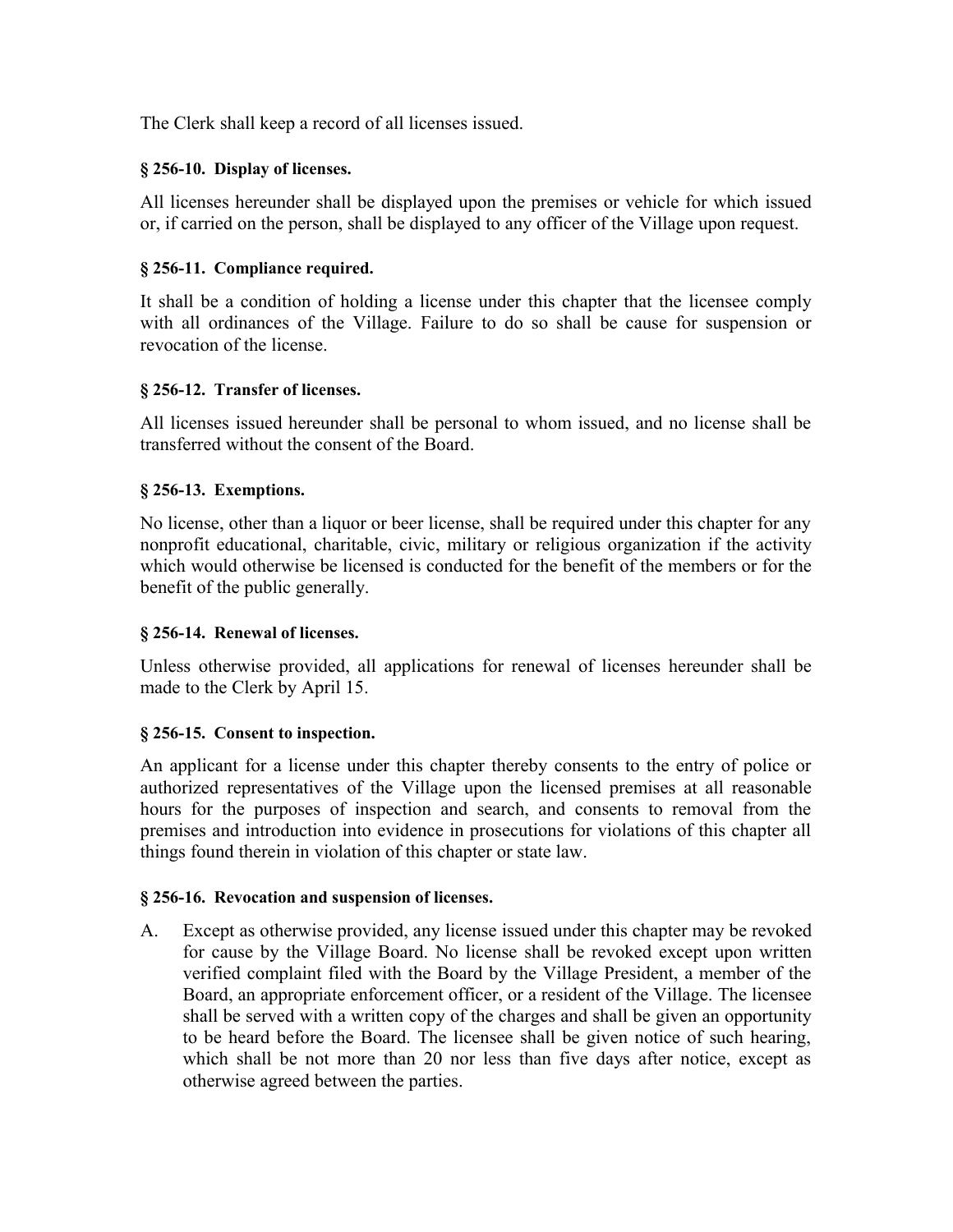The Clerk shall keep a record of all licenses issued.

**§ 256-10. Display of licenses.**

All licenses hereunder shall be displayed upon the premises or vehicle for which issued or, if carried on the person, shall be displayed to any officer of the Village upon request.

**§ 256-11. Compliance required.**

It shall be a condition of holding a license under this chapter that the licensee comply with all ordinances of the Village. Failure to do so shall be cause for suspension or revocation of the license.

**§ 256-12. Transfer of licenses.**

All licenses issued hereunder shall be personal to whom issued, and no license shall be transferred without the consent of the Board.

**§ 256-13. Exemptions.**

No license, other than a liquor or beer license, shall be required under this chapter for any nonprofit educational, charitable, civic, military or religious organization if the activity which would otherwise be licensed is conducted for the benefit of the members or for the benefit of the public generally.

**§ 256-14. Renewal of licenses.**

Unless otherwise provided, all applications for renewal of licenses hereunder shall be made to the Clerk by April 15.

**§ 256-15. Consent to inspection.**

An applicant for a license under this chapter thereby consents to the entry of police or authorized representatives of the Village upon the licensed premises at all reasonable hours for the purposes of inspection and search, and consents to removal from the premises and introduction into evidence in prosecutions for violations of this chapter all things found therein in violation of this chapter or state law.

**§ 256-16. Revocation and suspension of licenses.**

A. Except as otherwise provided, any license issued under this chapter may be revoked for cause by the Village Board. No license shall be revoked except upon written verified complaint filed with the Board by the Village President, a member of the Board, an appropriate enforcement officer, or a resident of the Village. The licensee shall be served with a written copy of the charges and shall be given an opportunity to be heard before the Board. The licensee shall be given notice of such hearing, which shall be not more than 20 nor less than five days after notice, except as otherwise agreed between the parties.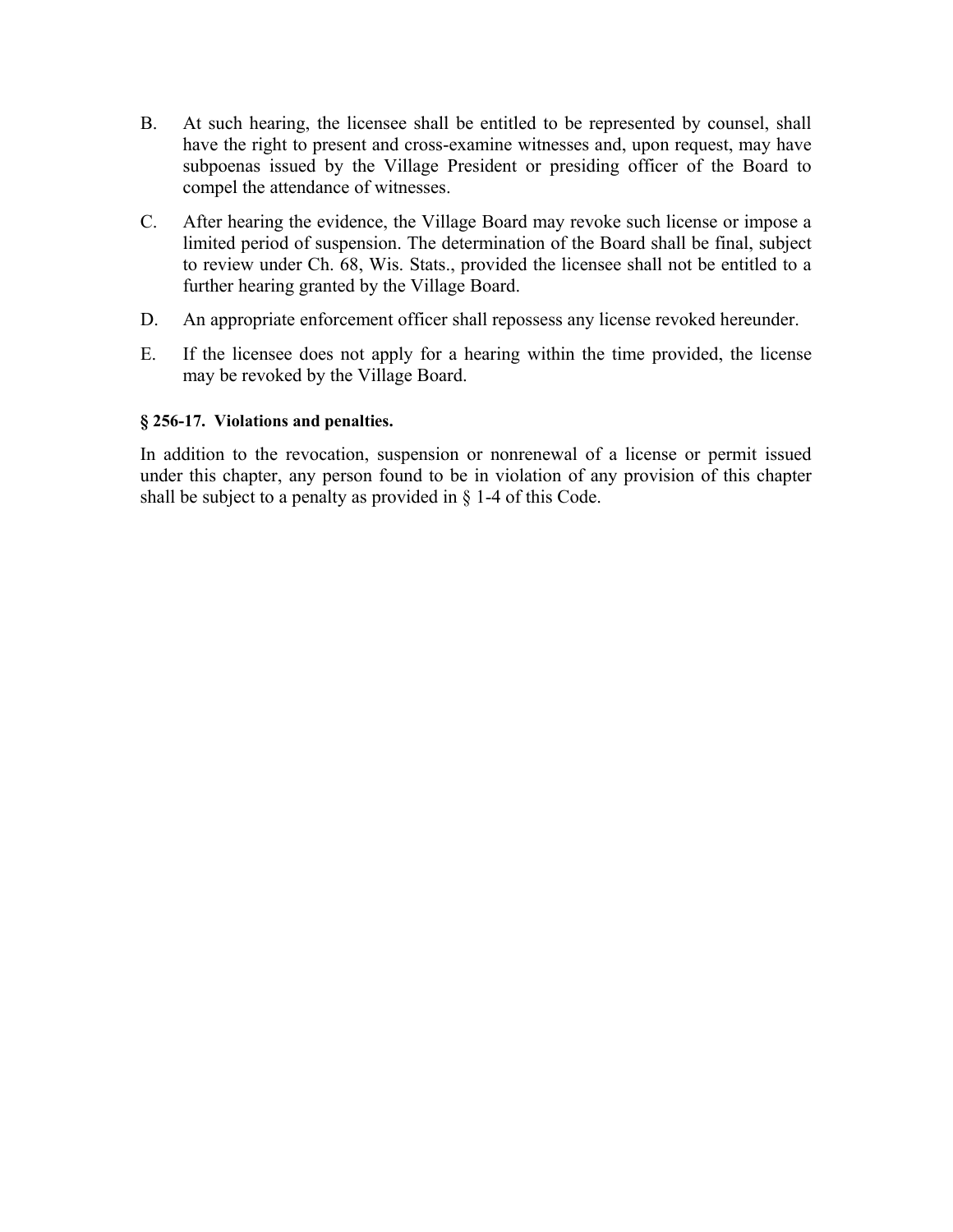B. At such hearing, the licensee shall be entitled to be represented by counsel, shall have the right to present and cross-examine witnesses and, upon request, may have subpoenas issued by the Village President or presiding officer of the Board to compel the attendance of witnesses.

C. After hearing the evidence, the Village Board may revoke such license or impose a limited period of suspension. The determination of the Board shall be final, subject to review under Ch. 68, Wis. Stats., provided the licensee shall not be entitled to a further hearing granted by the Village Board.

D. An appropriate enforcement officer shall repossess any license revoked hereunder.

E. If the licensee does not apply for a hearing within the time provided, the license may be revoked by the Village Board.

**§ 256-17. Violations and penalties.**

In addition to the revocation, suspension or nonrenewal of a license or permit issued under this chapter, any person found to be in violation of any provision of this chapter shall be subject to a penalty as provided in § 1-4 of this Code.